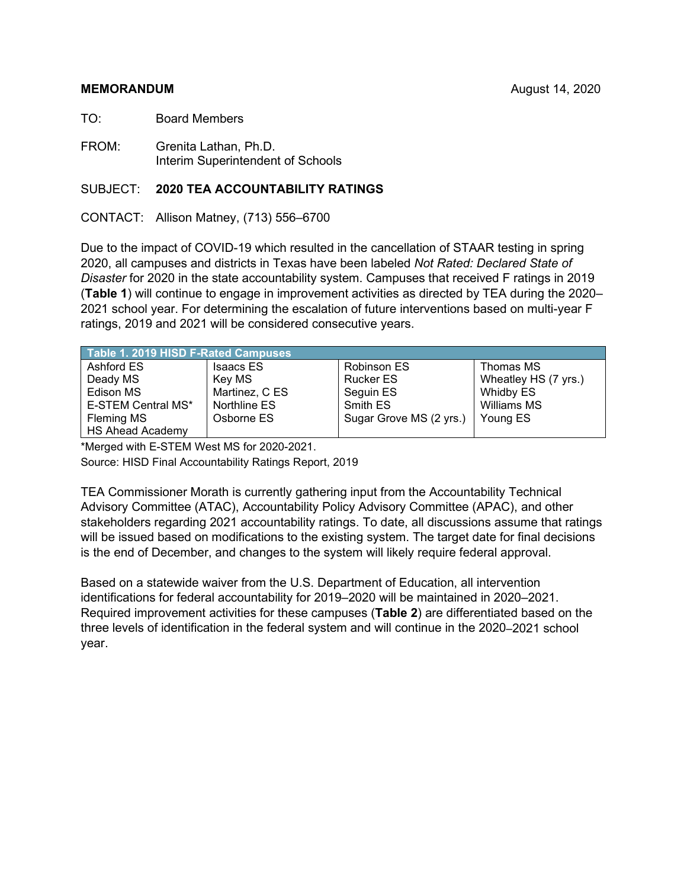**MEMORANDUM** August 14, 2020

TO: Board Members

FROM: Grenita Lathan, Ph.D.
Interim Superintendent of Schools

SUBJECT: **2020 TEA ACCOUNTABILITY RATINGS**

CONTACT: Allison Matney, (713) 556–6700

Due to the impact of COVID-19 which resulted in the cancellation of STAAR testing in spring 2020, all campuses and districts in Texas have been labeled *Not Rated: Declared State of Disaster* for 2020 in the state accountability system. Campuses that received F ratings in 2019 (**Table 1**) will continue to engage in improvement activities as directed by TEA during the 2020–2021 school year. For determining the escalation of future interventions based on multi-year F ratings, 2019 and 2021 will be considered consecutive years.

| Table 1. 2019 HISD F-Rated Campuses | | | |
|---|---|---|---|
| Ashford ES | Isaacs ES | Robinson ES | Thomas MS |
| Deady MS | Key MS | Rucker ES | Wheatley HS (7 yrs.) |
| Edison MS | Martinez, C ES | Seguin ES | Whidby ES |
| E-STEM Central MS* | Northline ES | Smith ES | Williams MS |
| Fleming MS | Osborne ES | Sugar Grove MS (2 yrs.) | Young ES |
| HS Ahead Academy | | | |

*Merged with E-STEM West MS for 2020-2021.
Source: HISD Final Accountability Ratings Report, 2019

TEA Commissioner Morath is currently gathering input from the Accountability Technical Advisory Committee (ATAC), Accountability Policy Advisory Committee (APAC), and other stakeholders regarding 2021 accountability ratings. To date, all discussions assume that ratings will be issued based on modifications to the existing system. The target date for final decisions is the end of December, and changes to the system will likely require federal approval.

Based on a statewide waiver from the U.S. Department of Education, all intervention identifications for federal accountability for 2019–2020 will be maintained in 2020–2021. Required improvement activities for these campuses (**Table 2**) are differentiated based on the three levels of identification in the federal system and will continue in the 2020–2021 school year.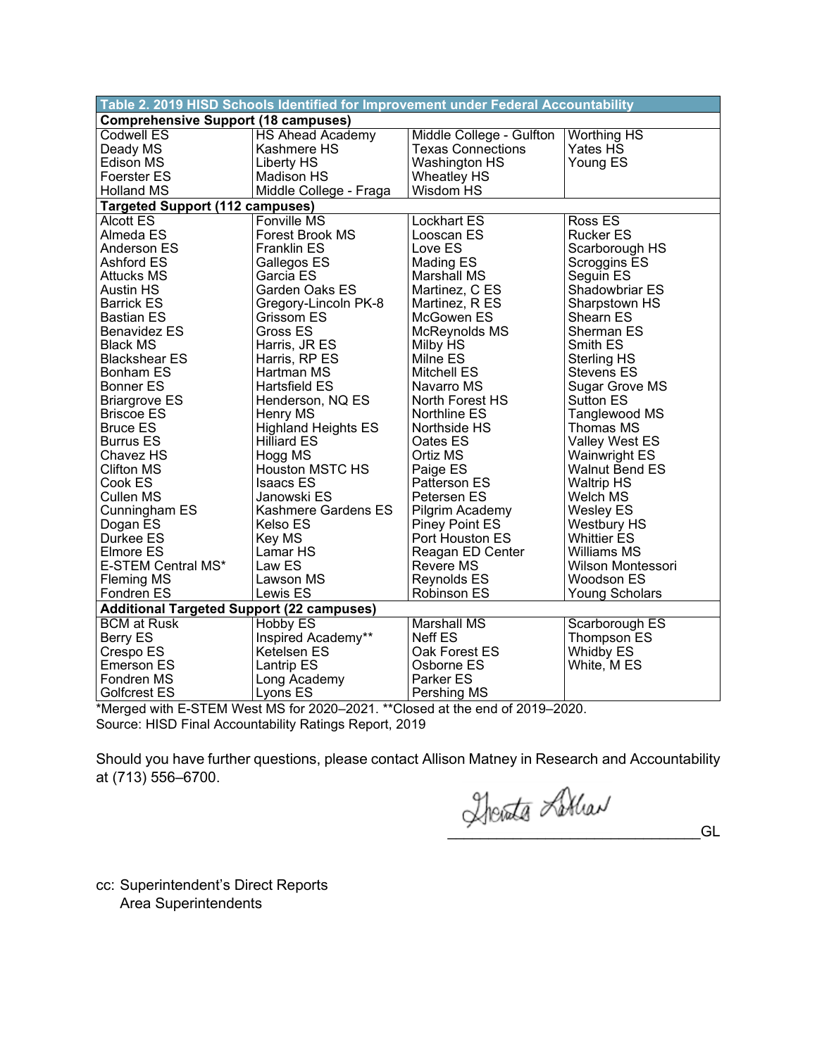| Table 2. 2019 HISD Schools Identified for Improvement under Federal Accountability | | | |
|---|---|---|---|
| **Comprehensive Support (18 campuses)** | | | |
| Codwell ES | HS Ahead Academy | Middle College - Gulfton | Worthing HS |
| Deady MS | Kashmere HS | Texas Connections | Yates HS |
| Edison MS | Liberty HS | Washington HS | Young ES |
| Foerster ES | Madison HS | Wheatley HS | |
| Holland MS | Middle College - Fraga | Wisdom HS | |
| **Targeted Support (112 campuses)** | | | |
| Alcott ES | Fonville MS | Lockhart ES | Ross ES |
| Almeda ES | Forest Brook MS | Looscan ES | Rucker ES |
| Anderson ES | Franklin ES | Love ES | Scarborough HS |
| Ashford ES | Gallegos ES | Mading ES | Scroggins ES |
| Attucks MS | Garcia ES | Marshall MS | Seguin ES |
| Austin HS | Garden Oaks ES | Martinez, C ES | Shadowbriar ES |
| Barrick ES | Gregory-Lincoln PK-8 | Martinez, R ES | Sharpstown HS |
| Bastian ES | Grissom ES | McGowen ES | Shearn ES |
| Benavidez ES | Gross ES | McReynolds MS | Sherman ES |
| Black MS | Harris, JR ES | Milby HS | Smith ES |
| Blackshear ES | Harris, RP ES | Milne ES | Sterling HS |
| Bonham ES | Hartman MS | Mitchell ES | Stevens ES |
| Bonner ES | Hartsfield ES | Navarro MS | Sugar Grove MS |
| Briargrove ES | Henderson, NQ ES | North Forest HS | Sutton ES |
| Briscoe ES | Henry MS | Northline ES | Tanglewood MS |
| Bruce ES | Highland Heights ES | Northside HS | Thomas MS |
| Burrus ES | Hilliard ES | Oates ES | Valley West ES |
| Chavez HS | Hogg MS | Ortiz MS | Wainwright ES |
| Clifton MS | Houston MSTC HS | Paige ES | Walnut Bend ES |
| Cook ES | Isaacs ES | Patterson ES | Waltrip HS |
| Cullen MS | Janowski ES | Petersen ES | Welch MS |
| Cunningham ES | Kashmere Gardens ES | Pilgrim Academy | Wesley ES |
| Dogan ES | Kelso ES | Piney Point ES | Westbury HS |
| Durkee ES | Key MS | Port Houston ES | Whittier ES |
| Elmore ES | Lamar HS | Reagan ED Center | Williams MS |
| E-STEM Central MS* | Law ES | Revere MS | Wilson Montessori |
| Fleming MS | Lawson MS | Reynolds ES | Woodson ES |
| Fondren ES | Lewis ES | Robinson ES | Young Scholars |
| **Additional Targeted Support (22 campuses)** | | | |
| BCM at Rusk | Hobby ES | Marshall MS | Scarborough ES |
| Berry ES | Inspired Academy** | Neff ES | Thompson ES |
| Crespo ES | Ketelsen ES | Oak Forest ES | Whidby ES |
| Emerson ES | Lantrip ES | Osborne ES | White, M ES |
| Fondren MS | Long Academy | Parker ES | |
| Golfcrest ES | Lyons ES | Pershing MS | |

*Merged with E-STEM West MS for 2020–2021. **Closed at the end of 2019–2020.
Source: HISD Final Accountability Ratings Report, 2019

Should you have further questions, please contact Allison Matney in Research and Accountability at (713) 556–6700.

_______________________________GL

cc: Superintendent's Direct Reports
    Area Superintendents